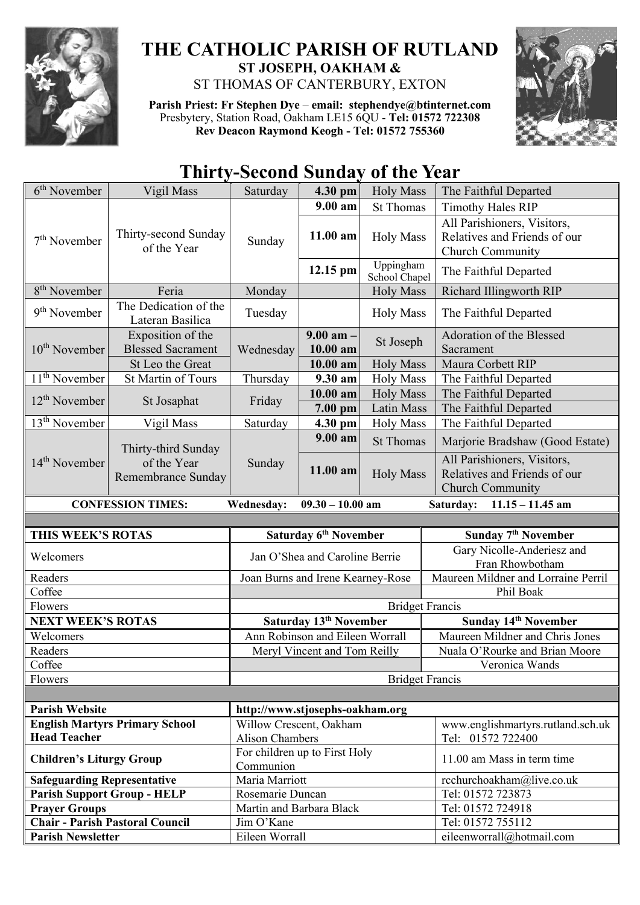# THE CATHOLIC PARISH OF RUTLAND

**ST JOSEPH, OAKHAM &**

ST THOMAS OF CANTERBURY, EXTON

**Parish Priest: Fr Stephen Dye** – **email: stephendye@btinternet.com**
Presbytery, Station Road, Oakham LE15 6QU - **Tel: 01572 722308**
**Rev Deacon Raymond Keogh - Tel: 01572 755360**

## Thirty-Second Sunday of the Year

| Date | Occasion | Day | Time | Service | Intention |
|---|---|---|---|---|---|
| 6th November | Vigil Mass | Saturday | **4.30 pm** | Holy Mass | The Faithful Departed |
| 7th November | Thirty-second Sunday of the Year | Sunday | **9.00 am** | St Thomas | Timothy Hales RIP |
| | | | **11.00 am** | Holy Mass | All Parishioners, Visitors, Relatives and Friends of our Church Community |
| | | | **12.15 pm** | Uppingham School Chapel | The Faithful Departed |
| 8th November | Feria | Monday | | Holy Mass | Richard Illingworth RIP |
| 9th November | The Dedication of the Lateran Basilica | Tuesday | | Holy Mass | The Faithful Departed |
| 10th November | Exposition of the Blessed Sacrament | Wednesday | **9.00 am – 10.00 am** | St Joseph | Adoration of the Blessed Sacrament |
| | St Leo the Great | | **10.00 am** | Holy Mass | Maura Corbett RIP |
| 11th November | St Martin of Tours | Thursday | **9.30 am** | Holy Mass | The Faithful Departed |
| 12th November | St Josaphat | Friday | **10.00 am** | Holy Mass | The Faithful Departed |
| | | | **7.00 pm** | Latin Mass | The Faithful Departed |
| 13th November | Vigil Mass | Saturday | **4.30 pm** | Holy Mass | The Faithful Departed |
| 14th November | Thirty-third Sunday of the Year Remembrance Sunday | Sunday | **9.00 am** | St Thomas | Marjorie Bradshaw (Good Estate) |
| | | | **11.00 am** | Holy Mass | All Parishioners, Visitors, Relatives and Friends of our Church Community |

**CONFESSION TIMES:** **Wednesday: 09.30 – 10.00 am** **Saturday: 11.15 – 11.45 am**

| **THIS WEEK'S ROTAS** | **Saturday 6th November** | **Sunday 7th November** |
|---|---|---|
| Welcomers | Jan O'Shea and Caroline Berrie | Gary Nicolle-Anderiesz and Fran Rhowbotham |
| Readers | Joan Burns and Irene Kearney-Rose | Maureen Mildner and Lorraine Perril |
| Coffee | | Phil Boak |
| Flowers | Bridget Francis | |
| **NEXT WEEK'S ROTAS** | **Saturday 13th November** | **Sunday 14th November** |
| Welcomers | Ann Robinson and Eileen Worrall | Maureen Mildner and Chris Jones |
| Readers | Meryl Vincent and Tom Reilly | Nuala O'Rourke and Brian Moore |
| Coffee | | Veronica Wands |
| Flowers | Bridget Francis | |

| | | |
|---|---|---|
| **Parish Website** | **http://www.stjosephs-oakham.org** | |
| **English Martyrs Primary School Head Teacher** | Willow Crescent, Oakham Alison Chambers | www.englishmartyrs.rutland.sch.uk Tel: 01572 722400 |
| **Children's Liturgy Group** | For children up to First Holy Communion | 11.00 am Mass in term time |
| **Safeguarding Representative** | Maria Marriott | rcchurchoakham@live.co.uk |
| **Parish Support Group - HELP** | Rosemarie Duncan | Tel: 01572 723873 |
| **Prayer Groups** | Martin and Barbara Black | Tel: 01572 724918 |
| **Chair - Parish Pastoral Council** | Jim O'Kane | Tel: 01572 755112 |
| **Parish Newsletter** | Eileen Worrall | eileenworrall@hotmail.com |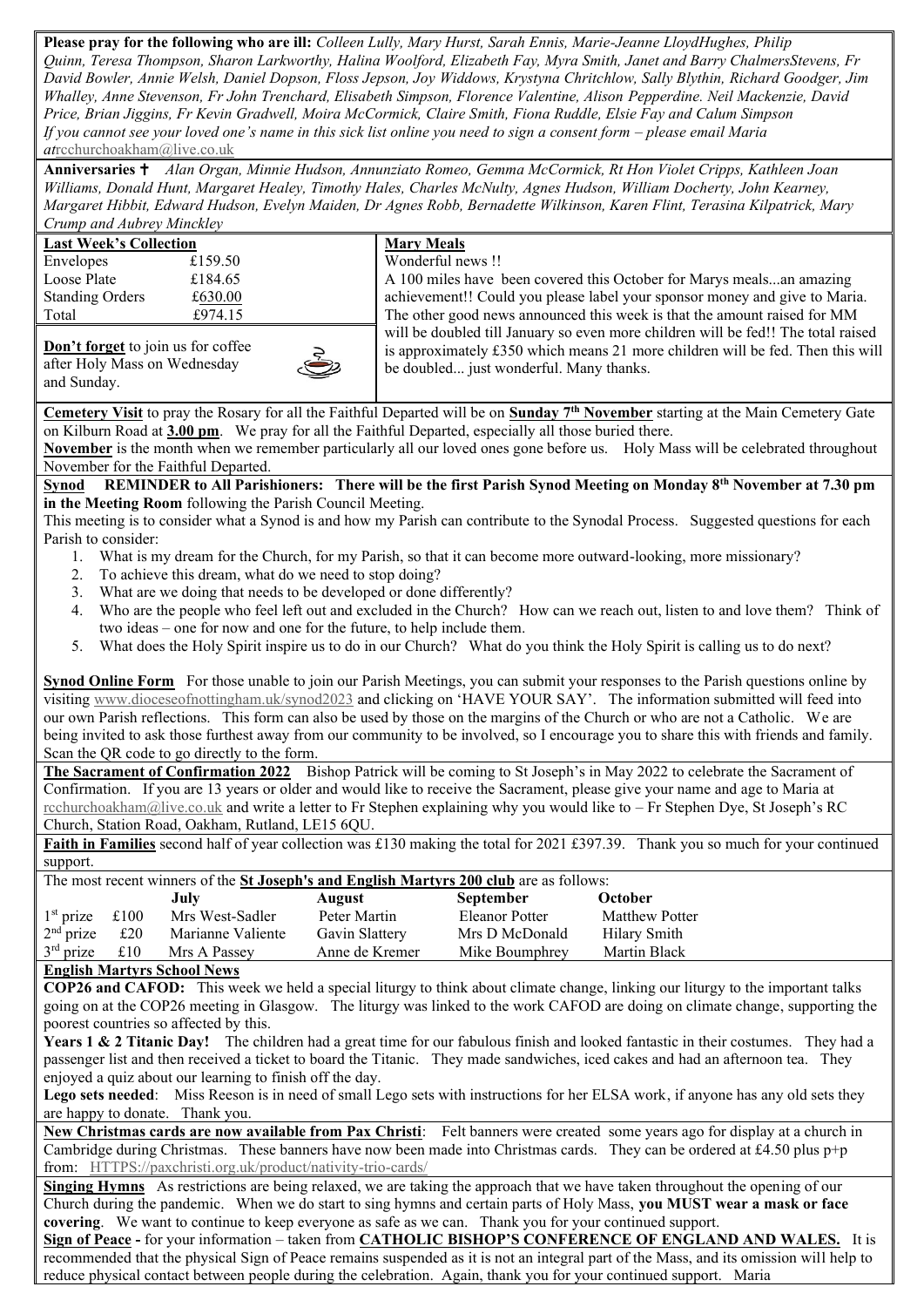**Please pray for the following who are ill:** *Colleen Lully, Mary Hurst, Sarah Ennis, Marie-Jeanne LloydHughes, Philip Quinn, Teresa Thompson, Sharon Larkworthy, Halina Woolford, Elizabeth Fay, Myra Smith, Janet and Barry ChalmersStevens, Fr David Bowler, Annie Welsh, Daniel Dopson, Floss Jepson, Joy Widdows, Krystyna Chritchlow, Sally Blythin, Richard Goodger, Jim Whalley, Anne Stevenson, Fr John Trenchard, Elisabeth Simpson, Florence Valentine, Alison Pepperdine. Neil Mackenzie, David Price, Brian Jiggins, Fr Kevin Gradwell, Moira McCormick, Claire Smith, Fiona Ruddle, Elsie Fay and Calum Simpson*
*If you cannot see your loved one's name in this sick list online you need to sign a consent form – please email Maria at*rcchurchoakham@live.co.uk

**Anniversaries ✝** *Alan Organ, Minnie Hudson, Annunziato Romeo, Gemma McCormick, Rt Hon Violet Cripps, Kathleen Joan Williams, Donald Hunt, Margaret Healey, Timothy Hales, Charles McNulty, Agnes Hudson, William Docherty, John Kearney, Margaret Hibbit, Edward Hudson, Evelyn Maiden, Dr Agnes Robb, Bernadette Wilkinson, Karen Flint, Terasina Kilpatrick, Mary Crump and Aubrey Minckley*

**Last Week's Collection**

| | |
|---|---|
| Envelopes | £159.50 |
| Loose Plate | £184.65 |
| Standing Orders | £630.00 |
| Total | £974.15 |

**Don't forget** to join us for coffee after Holy Mass on Wednesday and Sunday.

**Mary Meals**
Wonderful news !!
A 100 miles have been covered this October for Marys meals...an amazing achievement!! Could you please label your sponsor money and give to Maria. The other good news announced this week is that the amount raised for MM will be doubled till January so even more children will be fed!! The total raised is approximately £350 which means 21 more children will be fed. Then this will be doubled... just wonderful. Many thanks.

**Cemetery Visit** to pray the Rosary for all the Faithful Departed will be on **Sunday 7th November** starting at the Main Cemetery Gate on Kilburn Road at **3.00 pm**. We pray for all the Faithful Departed, especially all those buried there.
**November** is the month when we remember particularly all our loved ones gone before us. Holy Mass will be celebrated throughout November for the Faithful Departed.

**Synod REMINDER to All Parishioners: There will be the first Parish Synod Meeting on Monday 8th November at 7.30 pm in the Meeting Room** following the Parish Council Meeting.
This meeting is to consider what a Synod is and how my Parish can contribute to the Synodal Process. Suggested questions for each Parish to consider:

1. What is my dream for the Church, for my Parish, so that it can become more outward-looking, more missionary?
2. To achieve this dream, what do we need to stop doing?
3. What are we doing that needs to be developed or done differently?
4. Who are the people who feel left out and excluded in the Church? How can we reach out, listen to and love them? Think of two ideas – one for now and one for the future, to help include them.
5. What does the Holy Spirit inspire us to do in our Church? What do you think the Holy Spirit is calling us to do next?

**Synod Online Form** For those unable to join our Parish Meetings, you can submit your responses to the Parish questions online by visiting www.dioceseofnottingham.uk/synod2023 and clicking on 'HAVE YOUR SAY'. The information submitted will feed into our own Parish reflections. This form can also be used by those on the margins of the Church or who are not a Catholic. We are being invited to ask those furthest away from our community to be involved, so I encourage you to share this with friends and family. Scan the QR code to go directly to the form.

**The Sacrament of Confirmation 2022** Bishop Patrick will be coming to St Joseph's in May 2022 to celebrate the Sacrament of Confirmation. If you are 13 years or older and would like to receive the Sacrament, please give your name and age to Maria at rcchurchoakham@live.co.uk and write a letter to Fr Stephen explaining why you would like to – Fr Stephen Dye, St Joseph's RC Church, Station Road, Oakham, Rutland, LE15 6QU.

**Faith in Families** second half of year collection was £130 making the total for 2021 £397.39. Thank you so much for your continued support.

The most recent winners of the **St Joseph's and English Martyrs 200 club** are as follows:

| | | July | August | September | October |
|---|---|---|---|---|---|
| 1st prize | £100 | Mrs West-Sadler | Peter Martin | Eleanor Potter | Matthew Potter |
| 2nd prize | £20 | Marianne Valiente | Gavin Slattery | Mrs D McDonald | Hilary Smith |
| 3rd prize | £10 | Mrs A Passey | Anne de Kremer | Mike Boumphrey | Martin Black |

**English Martyrs School News**
**COP26 and CAFOD:** This week we held a special liturgy to think about climate change, linking our liturgy to the important talks going on at the COP26 meeting in Glasgow. The liturgy was linked to the work CAFOD are doing on climate change, supporting the poorest countries so affected by this.
**Years 1 & 2 Titanic Day!** The children had a great time for our fabulous finish and looked fantastic in their costumes. They had a passenger list and then received a ticket to board the Titanic. They made sandwiches, iced cakes and had an afternoon tea. They enjoyed a quiz about our learning to finish off the day.
**Lego sets needed**: Miss Reeson is in need of small Lego sets with instructions for her ELSA work, if anyone has any old sets they are happy to donate. Thank you.

**New Christmas cards are now available from Pax Christi**: Felt banners were created some years ago for display at a church in Cambridge during Christmas. These banners have now been made into Christmas cards. They can be ordered at £4.50 plus p+p from: HTTPS://paxchristi.org.uk/product/nativity-trio-cards/

**Singing Hymns** As restrictions are being relaxed, we are taking the approach that we have taken throughout the opening of our Church during the pandemic. When we do start to sing hymns and certain parts of Holy Mass, **you MUST wear a mask or face covering**. We want to continue to keep everyone as safe as we can. Thank you for your continued support.
**Sign of Peace -** for your information – taken from **CATHOLIC BISHOP'S CONFERENCE OF ENGLAND AND WALES.** It is recommended that the physical Sign of Peace remains suspended as it is not an integral part of the Mass, and its omission will help to reduce physical contact between people during the celebration. Again, thank you for your continued support. Maria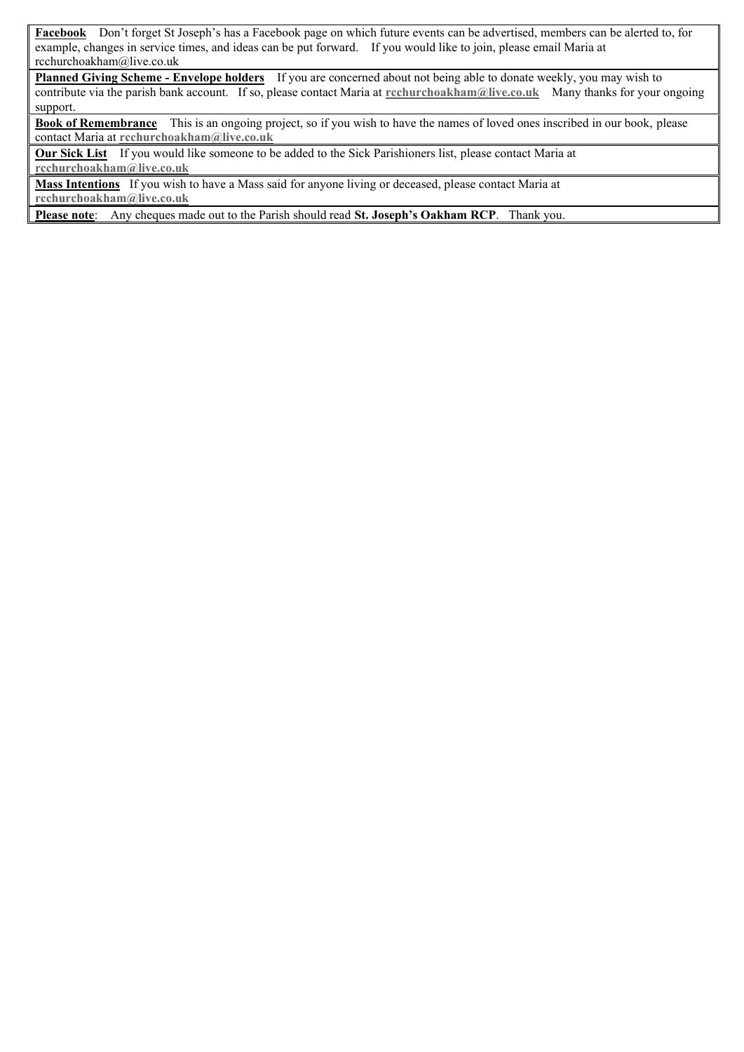**Facebook** Don't forget St Joseph's has a Facebook page on which future events can be advertised, members can be alerted to, for example, changes in service times, and ideas can be put forward. If you would like to join, please email Maria at rcchurchoakham@live.co.uk

**Planned Giving Scheme - Envelope holders** If you are concerned about not being able to donate weekly, you may wish to contribute via the parish bank account. If so, please contact Maria at **rcchurchoakham@live.co.uk** Many thanks for your ongoing support.

**Book of Remembrance** This is an ongoing project, so if you wish to have the names of loved ones inscribed in our book, please contact Maria at **rcchurchoakham@live.co.uk**

**Our Sick List** If you would like someone to be added to the Sick Parishioners list, please contact Maria at **rcchurchoakham@live.co.uk**

**Mass Intentions** If you wish to have a Mass said for anyone living or deceased, please contact Maria at **rcchurchoakham@live.co.uk**

**Please note**: Any cheques made out to the Parish should read **St. Joseph's Oakham RCP**. Thank you.